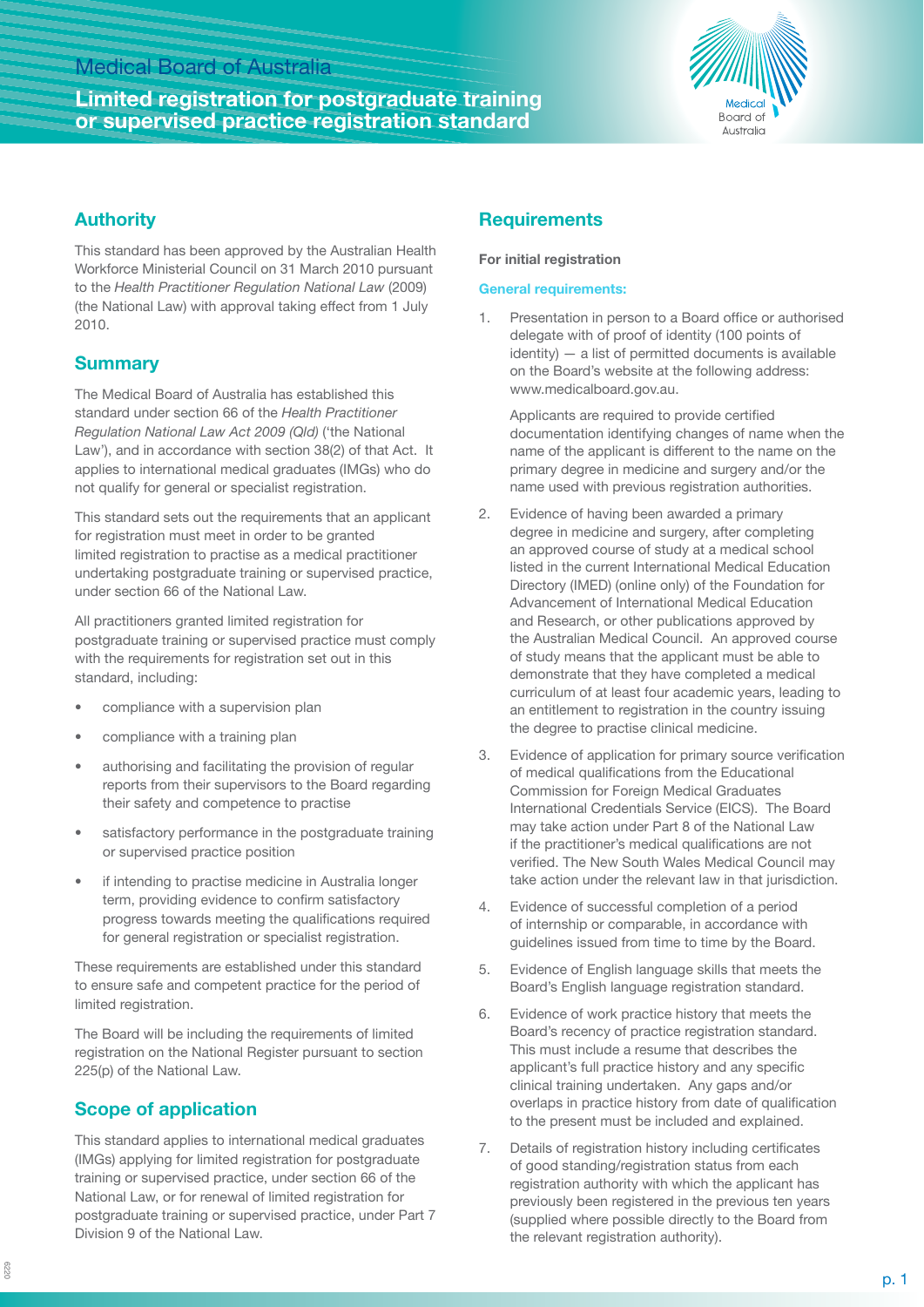Medical Board of Australia

# Limited registration for postgraduate training or supervised practice registration standard

## Authority

This standard has been approved by the Australian Health Workforce Ministerial Council on 31 March 2010 pursuant to the *Health Practitioner Regulation National Law* (2009) (the National Law) with approval taking effect from 1 July 2010.

## Summary

The Medical Board of Australia has established this standard under section 66 of the *Health Practitioner Regulation National Law Act 2009 (Qld)* ('the National Law'), and in accordance with section 38(2) of that Act. It applies to international medical graduates (IMGs) who do not qualify for general or specialist registration.

This standard sets out the requirements that an applicant for registration must meet in order to be granted limited registration to practise as a medical practitioner undertaking postgraduate training or supervised practice, under section 66 of the National Law.

All practitioners granted limited registration for postgraduate training or supervised practice must comply with the requirements for registration set out in this standard, including:

- compliance with a supervision plan
- compliance with a training plan
- authorising and facilitating the provision of regular reports from their supervisors to the Board regarding their safety and competence to practise
- satisfactory performance in the postgraduate training or supervised practice position
- if intending to practise medicine in Australia longer term, providing evidence to confirm satisfactory progress towards meeting the qualifications required for general registration or specialist registration.

These requirements are established under this standard to ensure safe and competent practice for the period of limited registration.

The Board will be including the requirements of limited registration on the National Register pursuant to section 225(p) of the National Law.

## Scope of application

This standard applies to international medical graduates (IMGs) applying for limited registration for postgraduate training or supervised practice, under section 66 of the National Law, or for renewal of limited registration for postgraduate training or supervised practice, under Part 7 Division 9 of the National Law.

## Requirements

**For initial registration**

### General requirements:

1. Presentation in person to a Board office or authorised delegate with of proof of identity (100 points of identity) — a list of permitted documents is available on the Board's website at the following address: www.medicalboard.gov.au.

   Applicants are required to provide certified documentation identifying changes of name when the name of the applicant is different to the name on the primary degree in medicine and surgery and/or the name used with previous registration authorities.

2. Evidence of having been awarded a primary degree in medicine and surgery, after completing an approved course of study at a medical school listed in the current International Medical Education Directory (IMED) (online only) of the Foundation for Advancement of International Medical Education and Research, or other publications approved by the Australian Medical Council. An approved course of study means that the applicant must be able to demonstrate that they have completed a medical curriculum of at least four academic years, leading to an entitlement to registration in the country issuing the degree to practise clinical medicine.

3. Evidence of application for primary source verification of medical qualifications from the Educational Commission for Foreign Medical Graduates International Credentials Service (EICS). The Board may take action under Part 8 of the National Law if the practitioner's medical qualifications are not verified. The New South Wales Medical Council may take action under the relevant law in that jurisdiction.

4. Evidence of successful completion of a period of internship or comparable, in accordance with guidelines issued from time to time by the Board.

5. Evidence of English language skills that meets the Board's English language registration standard.

6. Evidence of work practice history that meets the Board's recency of practice registration standard. This must include a resume that describes the applicant's full practice history and any specific clinical training undertaken. Any gaps and/or overlaps in practice history from date of qualification to the present must be included and explained.

7. Details of registration history including certificates of good standing/registration status from each registration authority with which the applicant has previously been registered in the previous ten years (supplied where possible directly to the Board from the relevant registration authority).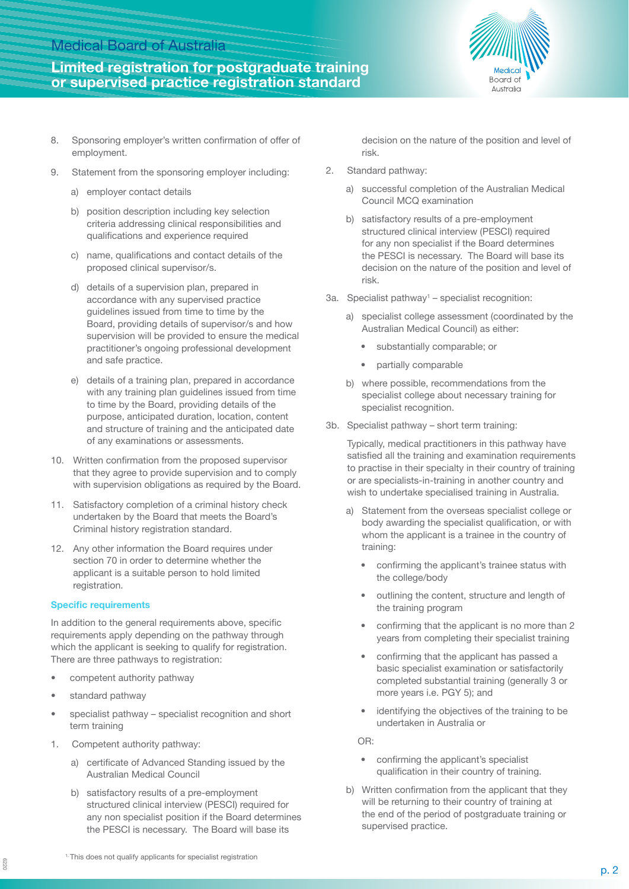8. Sponsoring employer's written confirmation of offer of employment.

9. Statement from the sponsoring employer including:

   a) employer contact details

   b) position description including key selection criteria addressing clinical responsibilities and qualifications and experience required

   c) name, qualifications and contact details of the proposed clinical supervisor/s.

   d) details of a supervision plan, prepared in accordance with any supervised practice guidelines issued from time to time by the Board, providing details of supervisor/s and how supervision will be provided to ensure the medical practitioner's ongoing professional development and safe practice.

   e) details of a training plan, prepared in accordance with any training plan guidelines issued from time to time by the Board, providing details of the purpose, anticipated duration, location, content and structure of training and the anticipated date of any examinations or assessments.

10. Written confirmation from the proposed supervisor that they agree to provide supervision and to comply with supervision obligations as required by the Board.

11. Satisfactory completion of a criminal history check undertaken by the Board that meets the Board's Criminal history registration standard.

12. Any other information the Board requires under section 70 in order to determine whether the applicant is a suitable person to hold limited registration.

### Specific requirements

In addition to the general requirements above, specific requirements apply depending on the pathway through which the applicant is seeking to qualify for registration. There are three pathways to registration:

- competent authority pathway
- standard pathway
- specialist pathway – specialist recognition and short term training

1. Competent authority pathway:

   a) certificate of Advanced Standing issued by the Australian Medical Council

   b) satisfactory results of a pre-employment structured clinical interview (PESCI) required for any non specialist position if the Board determines the PESCI is necessary. The Board will base its decision on the nature of the position and level of risk.

2. Standard pathway:

   a) successful completion of the Australian Medical Council MCQ examination

   b) satisfactory results of a pre-employment structured clinical interview (PESCI) required for any non specialist if the Board determines the PESCI is necessary. The Board will base its decision on the nature of the position and level of risk.

3a. Specialist pathway[1] – specialist recognition:

   a) specialist college assessment (coordinated by the Australian Medical Council) as either:
      - substantially comparable; or
      - partially comparable

   b) where possible, recommendations from the specialist college about necessary training for specialist recognition.

3b. Specialist pathway – short term training:

   Typically, medical practitioners in this pathway have satisfied all the training and examination requirements to practise in their specialty in their country of training or are specialists-in-training in another country and wish to undertake specialised training in Australia.

   a) Statement from the overseas specialist college or body awarding the specialist qualification, or with whom the applicant is a trainee in the country of training:
      - confirming the applicant's trainee status with the college/body
      - outlining the content, structure and length of the training program
      - confirming that the applicant is no more than 2 years from completing their specialist training
      - confirming that the applicant has passed a basic specialist examination or satisfactorily completed substantial training (generally 3 or more years i.e. PGY 5); and
      - identifying the objectives of the training to be undertaken in Australia or

      OR:

      - confirming the applicant's specialist qualification in their country of training.

   b) Written confirmation from the applicant that they will be returning to their country of training at the end of the period of postgraduate training or supervised practice.

[1] This does not qualify applicants for specialist registration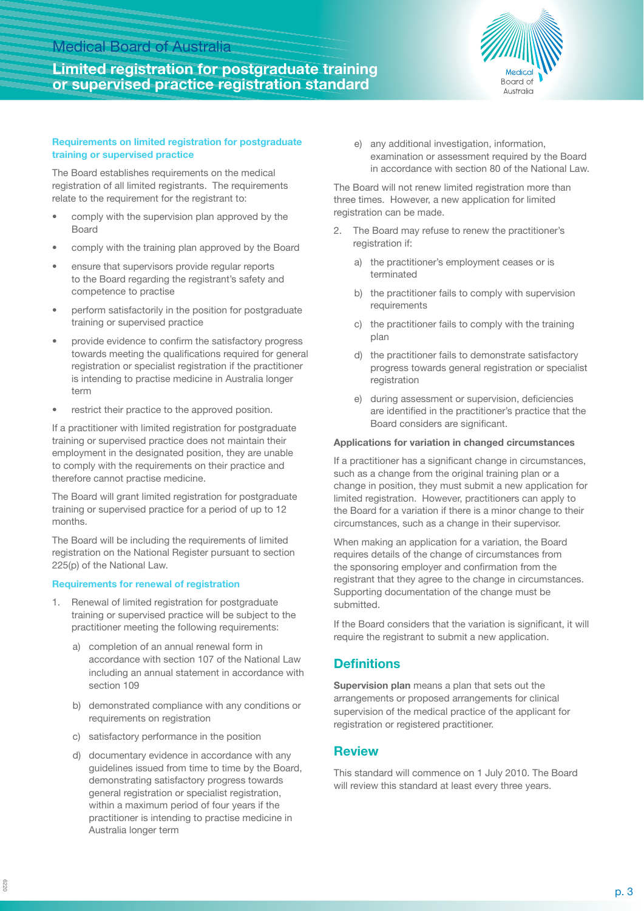### Requirements on limited registration for postgraduate training or supervised practice

The Board establishes requirements on the medical registration of all limited registrants. The requirements relate to the requirement for the registrant to:

- comply with the supervision plan approved by the Board
- comply with the training plan approved by the Board
- ensure that supervisors provide regular reports to the Board regarding the registrant's safety and competence to practise
- perform satisfactorily in the position for postgraduate training or supervised practice
- provide evidence to confirm the satisfactory progress towards meeting the qualifications required for general registration or specialist registration if the practitioner is intending to practise medicine in Australia longer term
- restrict their practice to the approved position.

If a practitioner with limited registration for postgraduate training or supervised practice does not maintain their employment in the designated position, they are unable to comply with the requirements on their practice and therefore cannot practise medicine.

The Board will grant limited registration for postgraduate training or supervised practice for a period of up to 12 months.

The Board will be including the requirements of limited registration on the National Register pursuant to section 225(p) of the National Law.

### Requirements for renewal of registration

1. Renewal of limited registration for postgraduate training or supervised practice will be subject to the practitioner meeting the following requirements:
   a) completion of an annual renewal form in accordance with section 107 of the National Law including an annual statement in accordance with section 109
   b) demonstrated compliance with any conditions or requirements on registration
   c) satisfactory performance in the position
   d) documentary evidence in accordance with any guidelines issued from time to time by the Board, demonstrating satisfactory progress towards general registration or specialist registration, within a maximum period of four years if the practitioner is intending to practise medicine in Australia longer term
   e) any additional investigation, information, examination or assessment required by the Board in accordance with section 80 of the National Law.

The Board will not renew limited registration more than three times. However, a new application for limited registration can be made.

2. The Board may refuse to renew the practitioner's registration if:
   a) the practitioner's employment ceases or is terminated
   b) the practitioner fails to comply with supervision requirements
   c) the practitioner fails to comply with the training plan
   d) the practitioner fails to demonstrate satisfactory progress towards general registration or specialist registration
   e) during assessment or supervision, deficiencies are identified in the practitioner's practice that the Board considers are significant.

**Applications for variation in changed circumstances**

If a practitioner has a significant change in circumstances, such as a change from the original training plan or a change in position, they must submit a new application for limited registration. However, practitioners can apply to the Board for a variation if there is a minor change to their circumstances, such as a change in their supervisor.

When making an application for a variation, the Board requires details of the change of circumstances from the sponsoring employer and confirmation from the registrant that they agree to the change in circumstances. Supporting documentation of the change must be submitted.

If the Board considers that the variation is significant, it will require the registrant to submit a new application.

## Definitions

**Supervision plan** means a plan that sets out the arrangements or proposed arrangements for clinical supervision of the medical practice of the applicant for registration or registered practitioner.

## Review

This standard will commence on 1 July 2010. The Board will review this standard at least every three years.